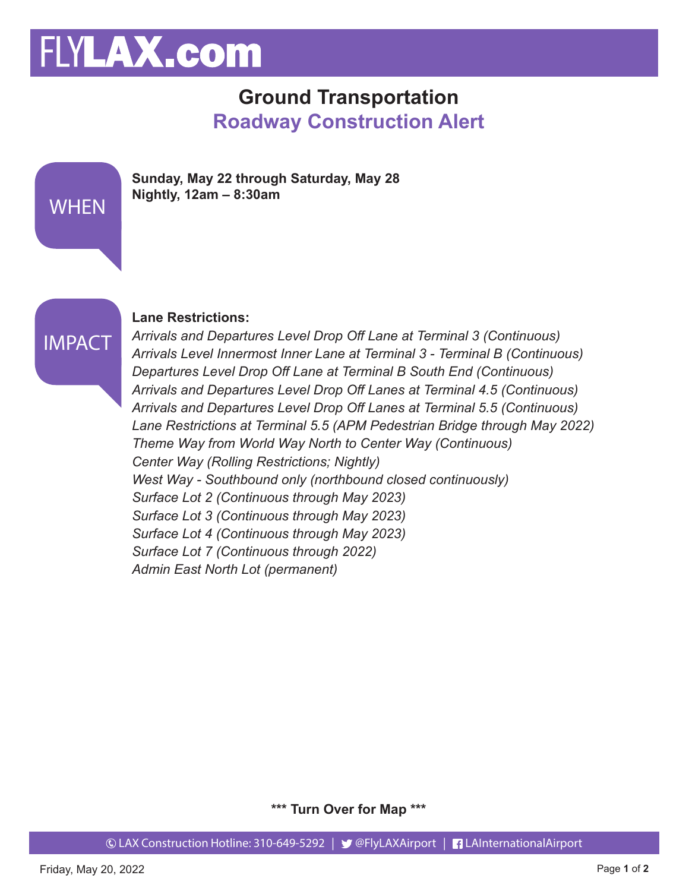# FLYLAX.com

## Ground Transportation

## Roadway Construction Alert

**WHEN**

**Sunday, May 22 through Saturday, May 28**
**Nightly, 12am – 8:30am**

**IMPACT**

**Lane Restrictions:**

*Arrivals and Departures Level Drop Off Lane at Terminal 3 (Continuous)*
*Arrivals Level Innermost Inner Lane at Terminal 3 - Terminal B (Continuous)*
*Departures Level Drop Off Lane at Terminal B South End (Continuous)*
*Arrivals and Departures Level Drop Off Lanes at Terminal 4.5 (Continuous)*
*Arrivals and Departures Level Drop Off Lanes at Terminal 5.5 (Continuous)*
*Lane Restrictions at Terminal 5.5 (APM Pedestrian Bridge through May 2022)*
*Theme Way from World Way North to Center Way (Continuous)*
*Center Way (Rolling Restrictions; Nightly)*
*West Way - Southbound only (northbound closed continuously)*
*Surface Lot 2 (Continuous through May 2023)*
*Surface Lot 3 (Continuous through May 2023)*
*Surface Lot 4 (Continuous through May 2023)*
*Surface Lot 7 (Continuous through 2022)*
*Admin East North Lot (permanent)*

**\*\*\* Turn Over for Map \*\*\***

LAX Construction Hotline: 310-649-5292 | @FlyLAXAirport | LAInternationalAirport

Friday, May 20, 2022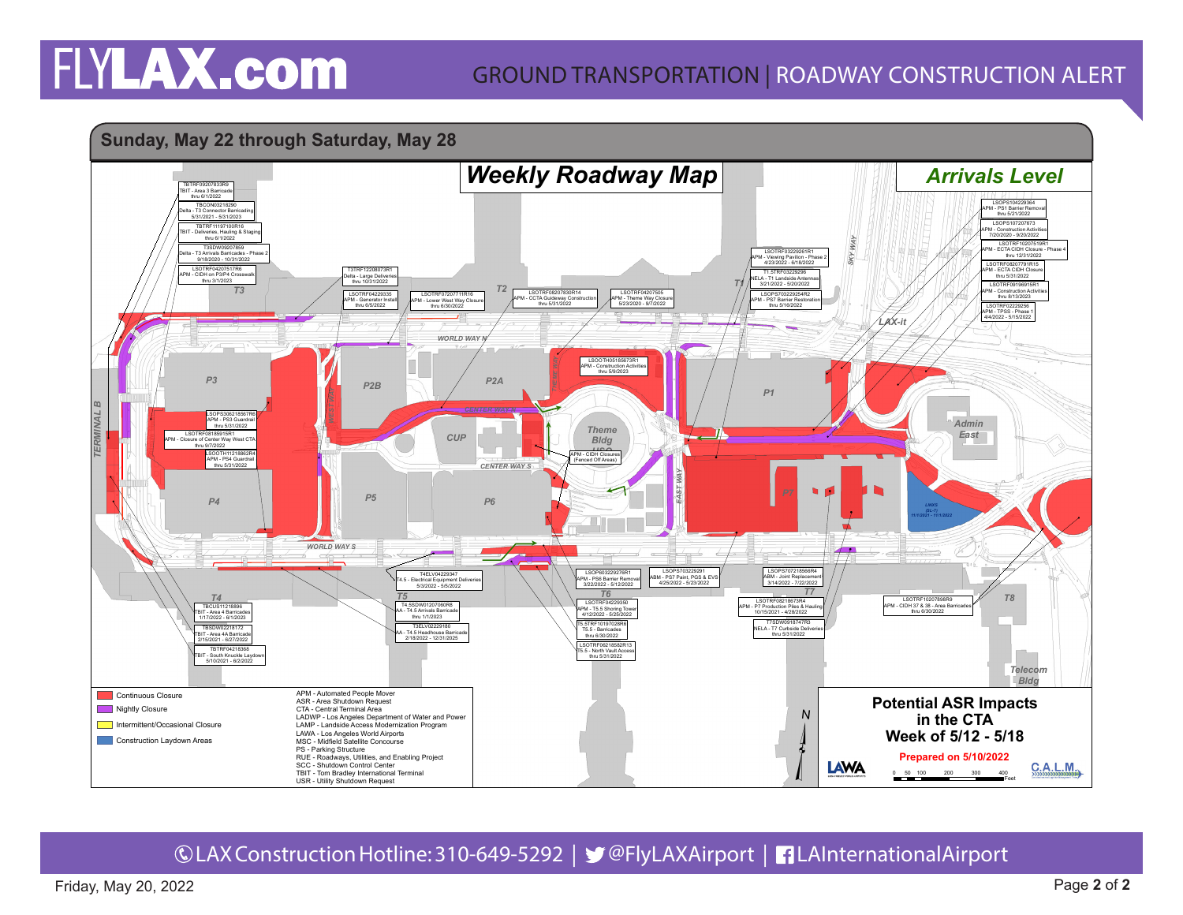# FLYLAX.com

## GROUND TRANSPORTATION | ROADWAY CONSTRUCTION ALERT

### Sunday, May 22 through Saturday, May 28

**Weekly Roadway Map**

**Arrivals Level**

TBTRF09207833R9
TBIT - Area 3 Barricade
thru 6/1/2022

TBCON03218290
Delta - T3 Connector Barricading
5/31/2021 - 5/31/2023

TBTRF11197100R16
TBIT - Deliveries, Hauling & Staging
thru 6/1/2022

T3SDW09207859
Delta - T3 Arrivals Barricades - Phase 2
9/18/2020 - 10/31/2022

LSOTRF04207517R6
APM - CIDH on P3/P4 Crosswalk
thru 3/1/2023

T3TRF12208073R1
Delta - Large Deliveries
thru 10/31/2022

LSOTRF04229035
APM - Generator Install
thru 6/5/2022

LSOTRF07207711R16
APM - Lower West Way Closure
thru 6/30/2022

LSOTRF08207830R14
APM - CCTA Guideway Construction
thru 5/31/2022

LSOTRF04207505
APM - Theme Way Closure
5/23/2020 - 9/7/2022

LSOTRF03229261R1
APM - Viewing Pavilion - Phase 2
4/23/2022 - 6/18/2022

T1.5TRF03229296
NELA - T1 Landside Antennas
3/21/2022 - 5/20/2022

LSOPS703229254R2
APM - PS7 Barrier Restoration
thru 5/18/2022

LSOPS1042293​64
APM - PS1 Barrier Removal
thru 5/21/2022

LSOPS107207673
APM - Construction Activities
7/20/2020 - 9/20/2022

LSOTRF10207519R1
APM - ECTA CIDH Closure - Phase 4
thru 12/31/2022

LSOTRF08207791R15
APM - ECTA CIDH Closure
thru 5/31/2022

LSOTRF09196915R1
APM - Construction Activities
thru 8/13/2023

LSOTRF02229256
APM - TPSS - Phase 1
4/4/2022 - 5/15/2022

LSOOTH05185673R1
APM - Construction Activities
thru 5/9/2023

LSOPS306218567R6
APM - PS3 Guardrail
thru 5/31/2022

LSOTRF08185915R1
APM - Closure of Center Way West CTA
thru 9/7/2022

LSOOTH11218882R4
APM - PS4 Guardrail
thru 5/31/2022

APM - CIDH Closures
(Fenced Off Areas)

LINKS
(SL-7)
11/1/2021 - 11/1/2022

T4ELV04229347
T4.5 - Electrical Equipment Deliveries
5/3/2022 - 5/5/2022

LSOP603229276R1
APM - PS6 Barrier Removal
3/22/2022 - 5/12/2022

LSOPS703229291
ABM - PS7 Paint, PGS & EVS
4/25/2022 - 5/23/2022

LSOPS707218566R4
ABM - Joint Replacement
3/14/2022 - 7/22/2022

TBCUS11218896
TBIT - Area 4 Barricades
1/17/2022 - 6/1/2023

TBSDW02218172
TBIT - Area 4A Barricade
2/15/2021 - 6/27/2022

TBTRF04218368
TBIT - South Knuckle Laydown
5/10/2021 - 6/2/2022

T4.5SDW01207060R6
AA - T4.5 Arrivals Barricade
thru 1/1/2023

T3ELV02229180
AA - T4.5 Headhouse Barricade
2/18/2022 - 12/31/2025

LSOTRF04229350
APM - T5.5 Shoring Tower
4/12/2022 - 5/25/2022

T5.5TRF10197028R8
T5.5 - Barricades
thru 6/30/2022

LSOTRF06218582R13
T5.5 - North Vault Access
thru 5/31/2022

LSOTRF08218673R4
APM - P7 Production Piles & Hauling
10/15/2021 - 4/28/2022

T7SDW0918747R3
NELA - T7 Curbside Deliveries
thru 5/31/2022

LSOTRF10207898R9
APM - CIDH 37 & 38 - Area Barricades
thru 6/30/2022

T3, T2, T1, T4, T5, T6, T7, T8, P1, P2A, P2B, P3, P4, P5, P6, P7, CUP, Theme Bldg, Admin East, Telecom Bldg, LAX-it, SKY WAY, WORLD WAY N, WORLD WAY S, CENTER WAY S, EAST WAY, TERMINAL B

- Continuous Closure
- Nightly Closure
- Intermittent/Occasional Closure
- Construction Laydown Areas

APM - Automated People Mover
ASR - Area Shutdown Request
CTA - Central Terminal Area
LADWP - Los Angeles Department of Water and Power
LAMP - Landside Access Modernization Program
LAWA - Los Angeles World Airports
MSC - Midfield Satellite Concourse
PS - Parking Structure
RUE - Roadways, Utilities, and Enabling Project
SCC - Shutdown Control Center
TBIT - Tom Bradley International Terminal
USR - Utility Shutdown Request

**Potential ASR Impacts in the CTA Week of 5/12 - 5/18**

Prepared on 5/10/2022

N

0 50 100 200 300 400 Feet

LAWA

C.A.L.M.

LAX Construction Hotline: 310-649-5292 | @FlyLAXAirport | LAInternationalAirport

Friday, May 20, 2022